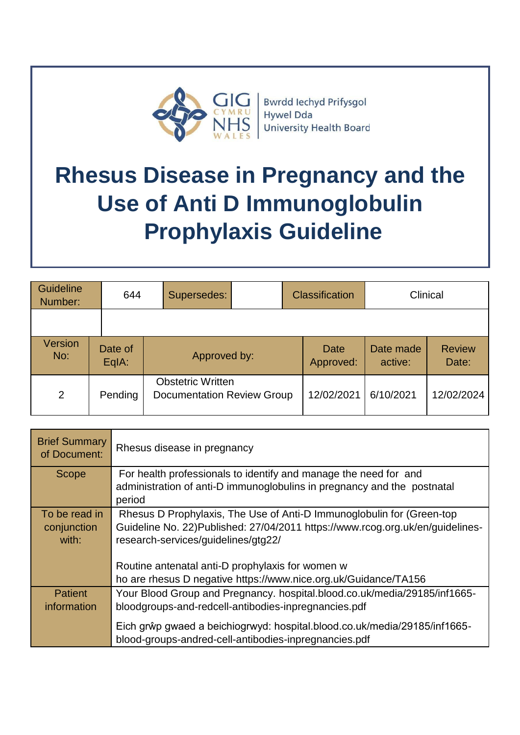Bwrdd Iechyd Prifysgol Hywel Dda University Health Board

# Rhesus Disease in Pregnancy and the Use of Anti D Immunoglobulin Prophylaxis Guideline

| Guideline Number: | 644 | Supersedes: | | Classification | Clinical |
|---|---|---|---|---|---|
| | | | | | |

| Version No: | Date of EqIA: | Approved by: | Date Approved: | Date made active: | Review Date: |
|---|---|---|---|---|---|
| 2 | Pending | Obstetric Written Documentation Review Group | 12/02/2021 | 6/10/2021 | 12/02/2024 |

| | |
|---|---|
| Brief Summary of Document: | Rhesus disease in pregnancy |
| Scope | For health professionals to identify and manage the need for and administration of anti-D immunoglobulins in pregnancy and the postnatal period |
| To be read in conjunction with: | Rhesus D Prophylaxis, The Use of Anti-D Immunoglobulin for (Green-top Guideline No. 22)Published: 27/04/2011 https://www.rcog.org.uk/en/guidelines-research-services/guidelines/gtg22/<br><br>Routine antenatal anti-D prophylaxis for women w ho are rhesus D negative https://www.nice.org.uk/Guidance/TA156 |
| Patient information | Your Blood Group and Pregnancy. hospital.blood.co.uk/media/29185/inf1665-bloodgroups-and-redcell-antibodies-inpregnancies.pdf<br><br>Eich grŵp gwaed a beichiogrwyd: hospital.blood.co.uk/media/29185/inf1665-blood-groups-andred-cell-antibodies-inpregnancies.pdf |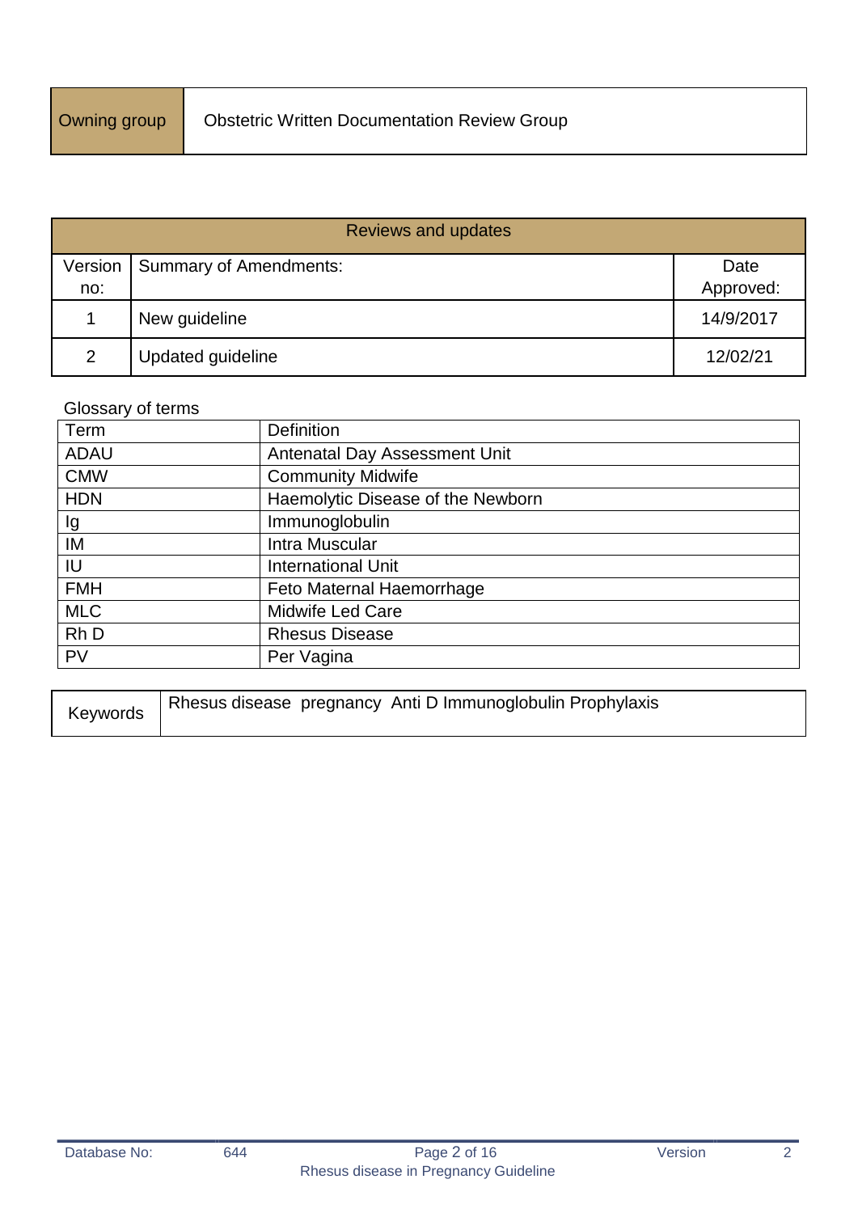| Owning group | Obstetric Written Documentation Review Group |
|---|---|

| Reviews and updates | | |
|---|---|---|
| Version no: | Summary of Amendments: | Date Approved: |
| 1 | New guideline | 14/9/2017 |
| 2 | Updated guideline | 12/02/21 |

Glossary of terms

| Term | Definition |
|---|---|
| ADAU | Antenatal Day Assessment Unit |
| CMW | Community Midwife |
| HDN | Haemolytic Disease of the Newborn |
| Ig | Immunoglobulin |
| IM | Intra Muscular |
| IU | International Unit |
| FMH | Feto Maternal Haemorrhage |
| MLC | Midwife Led Care |
| Rh D | Rhesus Disease |
| PV | Per Vagina |

| Keywords | Rhesus disease pregnancy Anti D Immunoglobulin Prophylaxis |
|---|---|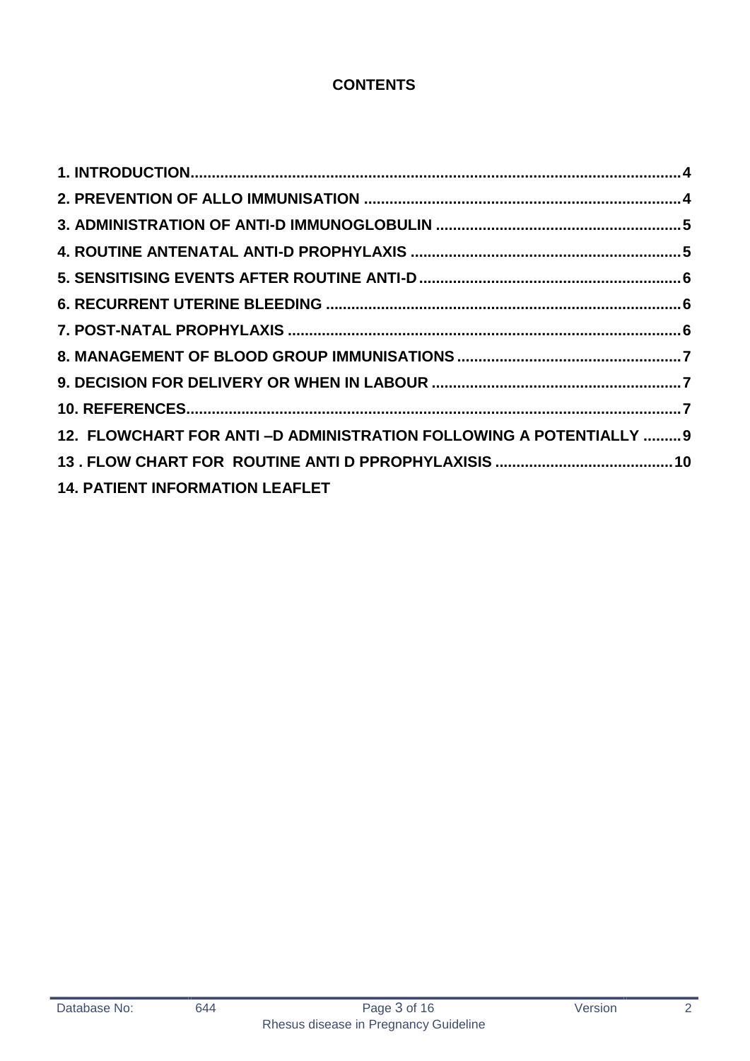# CONTENTS

1. INTRODUCTION....................................................................................................................4
2. PREVENTION OF ALLO IMMUNISATION ..........................................................................4
3. ADMINISTRATION OF ANTI-D IMMUNOGLOBULIN .........................................................5
4. ROUTINE ANTENATAL ANTI-D PROPHYLAXIS ...............................................................5
5. SENSITISING EVENTS AFTER ROUTINE ANTI-D.............................................................6
6. RECURRENT UTERINE BLEEDING ...................................................................................6
7. POST-NATAL PROPHYLAXIS ............................................................................................6
8. MANAGEMENT OF BLOOD GROUP IMMUNISATIONS.....................................................7
9. DECISION FOR DELIVERY OR WHEN IN LABOUR ...........................................................7
10. REFERENCES....................................................................................................................7
12. FLOWCHART FOR ANTI –D ADMINISTRATION FOLLOWING A POTENTIALLY .........9
13 . FLOW CHART FOR ROUTINE ANTI D PPROPHYLAXIS ..........................................10
14. PATIENT INFORMATION LEAFLET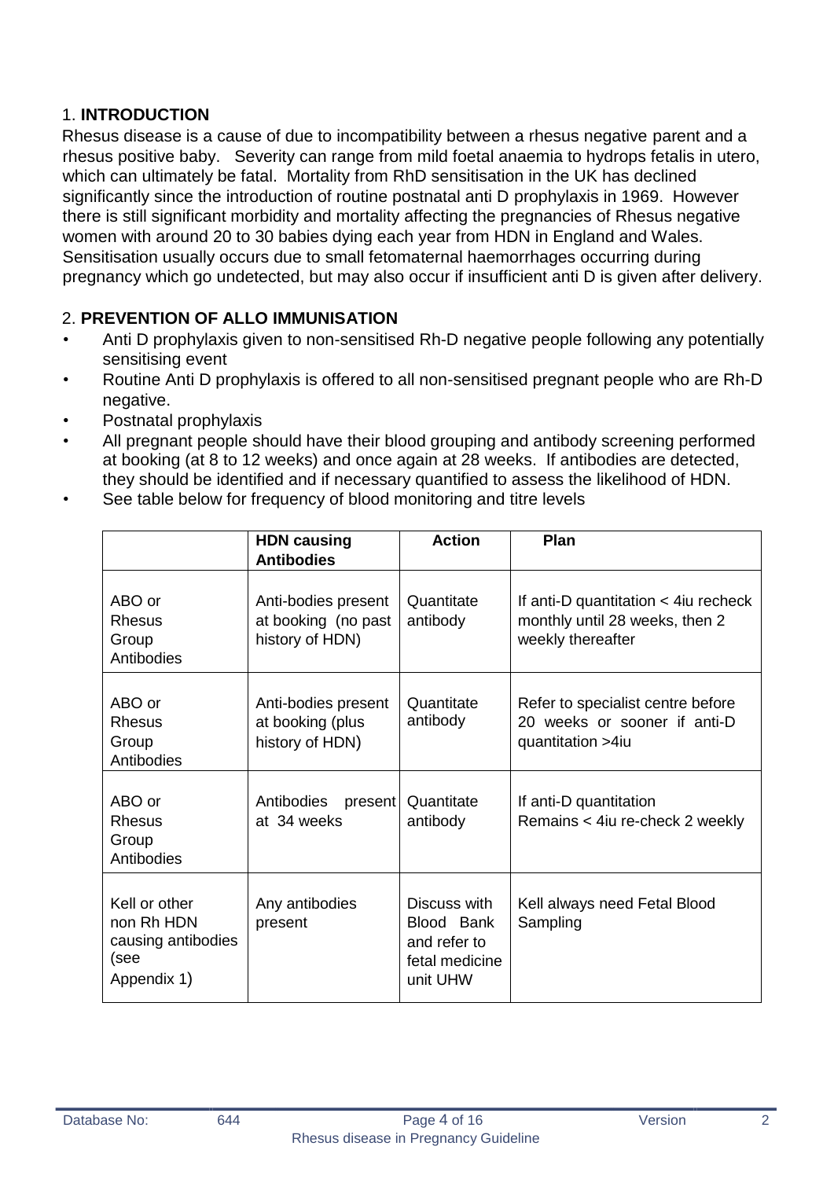## 1. **INTRODUCTION**

Rhesus disease is a cause of due to incompatibility between a rhesus negative parent and a rhesus positive baby. Severity can range from mild foetal anaemia to hydrops fetalis in utero, which can ultimately be fatal. Mortality from RhD sensitisation in the UK has declined significantly since the introduction of routine postnatal anti D prophylaxis in 1969. However there is still significant morbidity and mortality affecting the pregnancies of Rhesus negative women with around 20 to 30 babies dying each year from HDN in England and Wales. Sensitisation usually occurs due to small fetomaternal haemorrhages occurring during pregnancy which go undetected, but may also occur if insufficient anti D is given after delivery.

## 2. **PREVENTION OF ALLO IMMUNISATION**

- Anti D prophylaxis given to non-sensitised Rh-D negative people following any potentially sensitising event
- Routine Anti D prophylaxis is offered to all non-sensitised pregnant people who are Rh-D negative.
- Postnatal prophylaxis
- All pregnant people should have their blood grouping and antibody screening performed at booking (at 8 to 12 weeks) and once again at 28 weeks. If antibodies are detected, they should be identified and if necessary quantified to assess the likelihood of HDN.
- See table below for frequency of blood monitoring and titre levels

| | **HDN causing Antibodies** | **Action** | **Plan** |
|---|---|---|---|
| ABO or Rhesus Group Antibodies | Anti-bodies present at booking (no past history of HDN) | Quantitate antibody | If anti-D quantitation < 4iu recheck monthly until 28 weeks, then 2 weekly thereafter |
| ABO or Rhesus Group Antibodies | Anti-bodies present at booking (plus history of HDN) | Quantitate antibody | Refer to specialist centre before 20 weeks or sooner if anti-D quantitation >4iu |
| ABO or Rhesus Group Antibodies | Antibodies present at 34 weeks | Quantitate antibody | If anti-D quantitation Remains < 4iu re-check 2 weekly |
| Kell or other non Rh HDN causing antibodies (see Appendix 1) | Any antibodies present | Discuss with Blood Bank and refer to fetal medicine unit UHW | Kell always need Fetal Blood Sampling |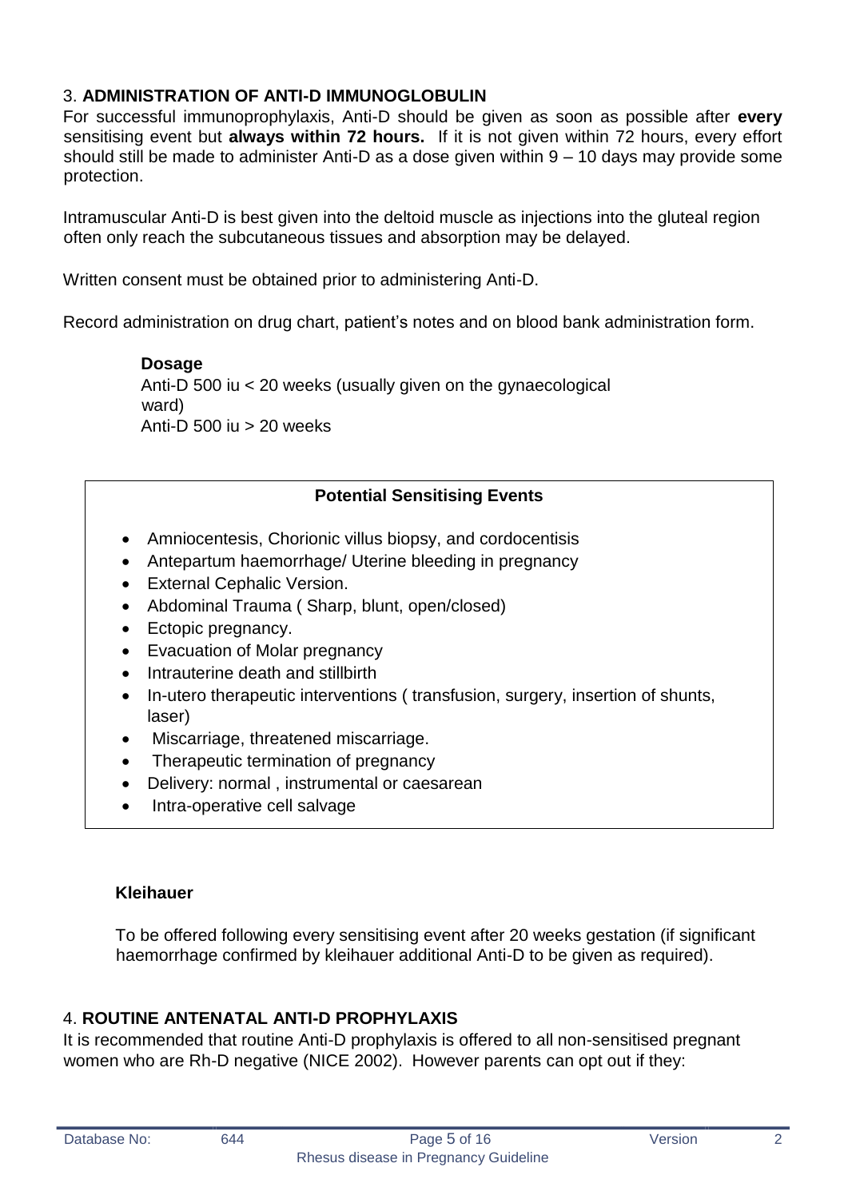## 3. ADMINISTRATION OF ANTI-D IMMUNOGLOBULIN

For successful immunoprophylaxis, Anti-D should be given as soon as possible after **every** sensitising event but **always within 72 hours.** If it is not given within 72 hours, every effort should still be made to administer Anti-D as a dose given within 9 – 10 days may provide some protection.

Intramuscular Anti-D is best given into the deltoid muscle as injections into the gluteal region often only reach the subcutaneous tissues and absorption may be delayed.

Written consent must be obtained prior to administering Anti-D.

Record administration on drug chart, patient's notes and on blood bank administration form.

**Dosage**

Anti-D 500 iu < 20 weeks (usually given on the gynaecological ward)
Anti-D 500 iu > 20 weeks

**Potential Sensitising Events**

- Amniocentesis, Chorionic villus biopsy, and cordocentisis
- Antepartum haemorrhage/ Uterine bleeding in pregnancy
- External Cephalic Version.
- Abdominal Trauma ( Sharp, blunt, open/closed)
- Ectopic pregnancy.
- Evacuation of Molar pregnancy
- Intrauterine death and stillbirth
- In-utero therapeutic interventions ( transfusion, surgery, insertion of shunts, laser)
- Miscarriage, threatened miscarriage.
- Therapeutic termination of pregnancy
- Delivery: normal , instrumental or caesarean
- Intra-operative cell salvage

**Kleihauer**

To be offered following every sensitising event after 20 weeks gestation (if significant haemorrhage confirmed by kleihauer additional Anti-D to be given as required).

## 4. ROUTINE ANTENATAL ANTI-D PROPHYLAXIS

It is recommended that routine Anti-D prophylaxis is offered to all non-sensitised pregnant women who are Rh-D negative (NICE 2002). However parents can opt out if they: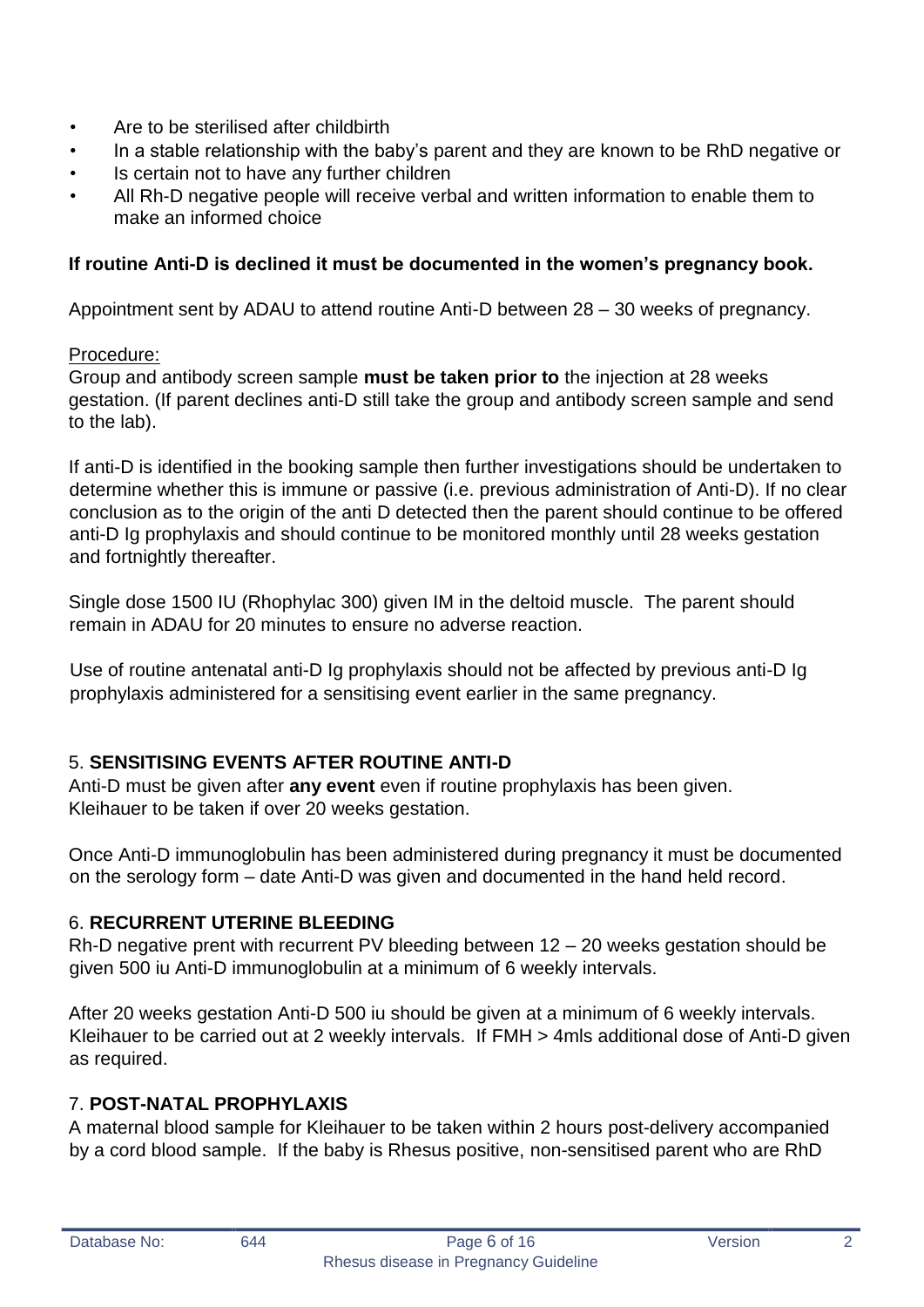- Are to be sterilised after childbirth
- In a stable relationship with the baby's parent and they are known to be RhD negative or
- Is certain not to have any further children
- All Rh-D negative people will receive verbal and written information to enable them to make an informed choice

**If routine Anti-D is declined it must be documented in the women's pregnancy book.**

Appointment sent by ADAU to attend routine Anti-D between 28 – 30 weeks of pregnancy.

Procedure:

Group and antibody screen sample **must be taken prior to** the injection at 28 weeks gestation. (If parent declines anti-D still take the group and antibody screen sample and send to the lab).

If anti-D is identified in the booking sample then further investigations should be undertaken to determine whether this is immune or passive (i.e. previous administration of Anti-D). If no clear conclusion as to the origin of the anti D detected then the parent should continue to be offered anti-D Ig prophylaxis and should continue to be monitored monthly until 28 weeks gestation and fortnightly thereafter.

Single dose 1500 IU (Rhophylac 300) given IM in the deltoid muscle. The parent should remain in ADAU for 20 minutes to ensure no adverse reaction.

Use of routine antenatal anti-D Ig prophylaxis should not be affected by previous anti-D Ig prophylaxis administered for a sensitising event earlier in the same pregnancy.

## 5. SENSITISING EVENTS AFTER ROUTINE ANTI-D

Anti-D must be given after **any event** even if routine prophylaxis has been given. Kleihauer to be taken if over 20 weeks gestation.

Once Anti-D immunoglobulin has been administered during pregnancy it must be documented on the serology form – date Anti-D was given and documented in the hand held record.

## 6. RECURRENT UTERINE BLEEDING

Rh-D negative prent with recurrent PV bleeding between 12 – 20 weeks gestation should be given 500 iu Anti-D immunoglobulin at a minimum of 6 weekly intervals.

After 20 weeks gestation Anti-D 500 iu should be given at a minimum of 6 weekly intervals. Kleihauer to be carried out at 2 weekly intervals. If FMH > 4mls additional dose of Anti-D given as required.

## 7. POST-NATAL PROPHYLAXIS

A maternal blood sample for Kleihauer to be taken within 2 hours post-delivery accompanied by a cord blood sample. If the baby is Rhesus positive, non-sensitised parent who are RhD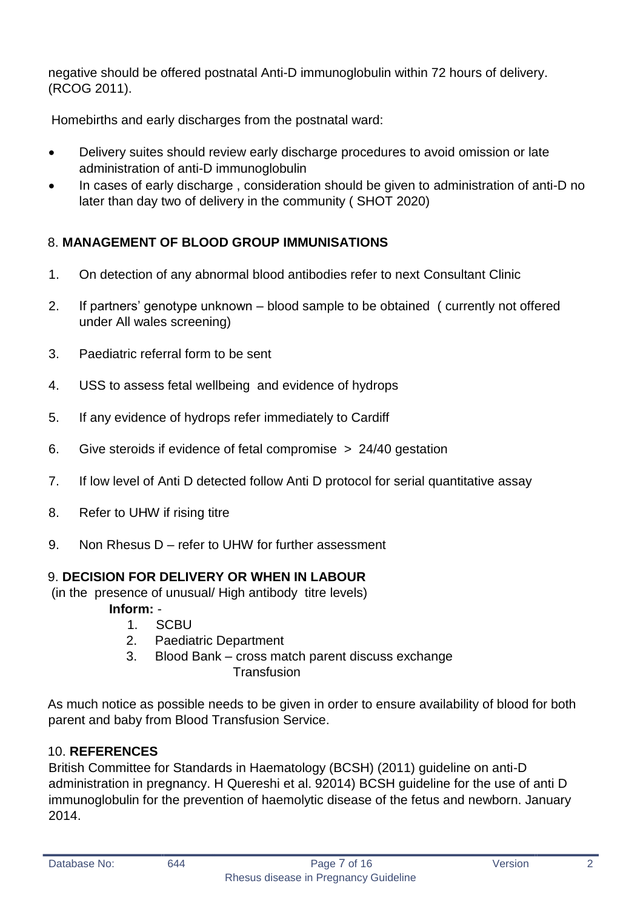negative should be offered postnatal Anti-D immunoglobulin within 72 hours of delivery. (RCOG 2011).

Homebirths and early discharges from the postnatal ward:

- Delivery suites should review early discharge procedures to avoid omission or late administration of anti-D immunoglobulin
- In cases of early discharge , consideration should be given to administration of anti-D no later than day two of delivery in the community ( SHOT 2020)

## 8. MANAGEMENT OF BLOOD GROUP IMMUNISATIONS

1. On detection of any abnormal blood antibodies refer to next Consultant Clinic
2. If partners' genotype unknown – blood sample to be obtained ( currently not offered under All wales screening)
3. Paediatric referral form to be sent
4. USS to assess fetal wellbeing and evidence of hydrops
5. If any evidence of hydrops refer immediately to Cardiff
6. Give steroids if evidence of fetal compromise > 24/40 gestation
7. If low level of Anti D detected follow Anti D protocol for serial quantitative assay
8. Refer to UHW if rising titre
9. Non Rhesus D – refer to UHW for further assessment

## 9. DECISION FOR DELIVERY OR WHEN IN LABOUR

(in the presence of unusual/ High antibody titre levels)

**Inform:** -

1. SCBU
2. Paediatric Department
3. Blood Bank – cross match parent discuss exchange Transfusion

As much notice as possible needs to be given in order to ensure availability of blood for both parent and baby from Blood Transfusion Service.

## 10. REFERENCES

British Committee for Standards in Haematology (BCSH) (2011) guideline on anti-D administration in pregnancy. H Quereshi et al. 92014) BCSH guideline for the use of anti D immunoglobulin for the prevention of haemolytic disease of the fetus and newborn. January 2014.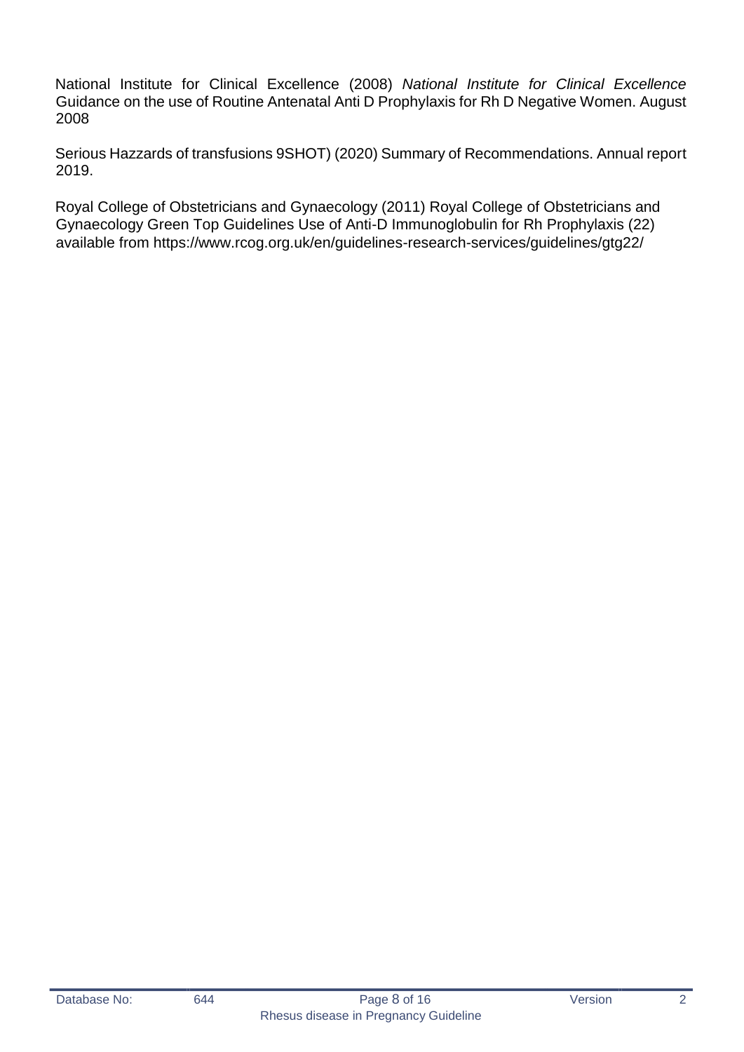National Institute for Clinical Excellence (2008) *National Institute for Clinical Excellence* Guidance on the use of Routine Antenatal Anti D Prophylaxis for Rh D Negative Women. August 2008

Serious Hazzards of transfusions 9SHOT) (2020) Summary of Recommendations. Annual report 2019.

Royal College of Obstetricians and Gynaecology (2011) Royal College of Obstetricians and Gynaecology Green Top Guidelines Use of Anti-D Immunoglobulin for Rh Prophylaxis (22) available from https://www.rcog.org.uk/en/guidelines-research-services/guidelines/gtg22/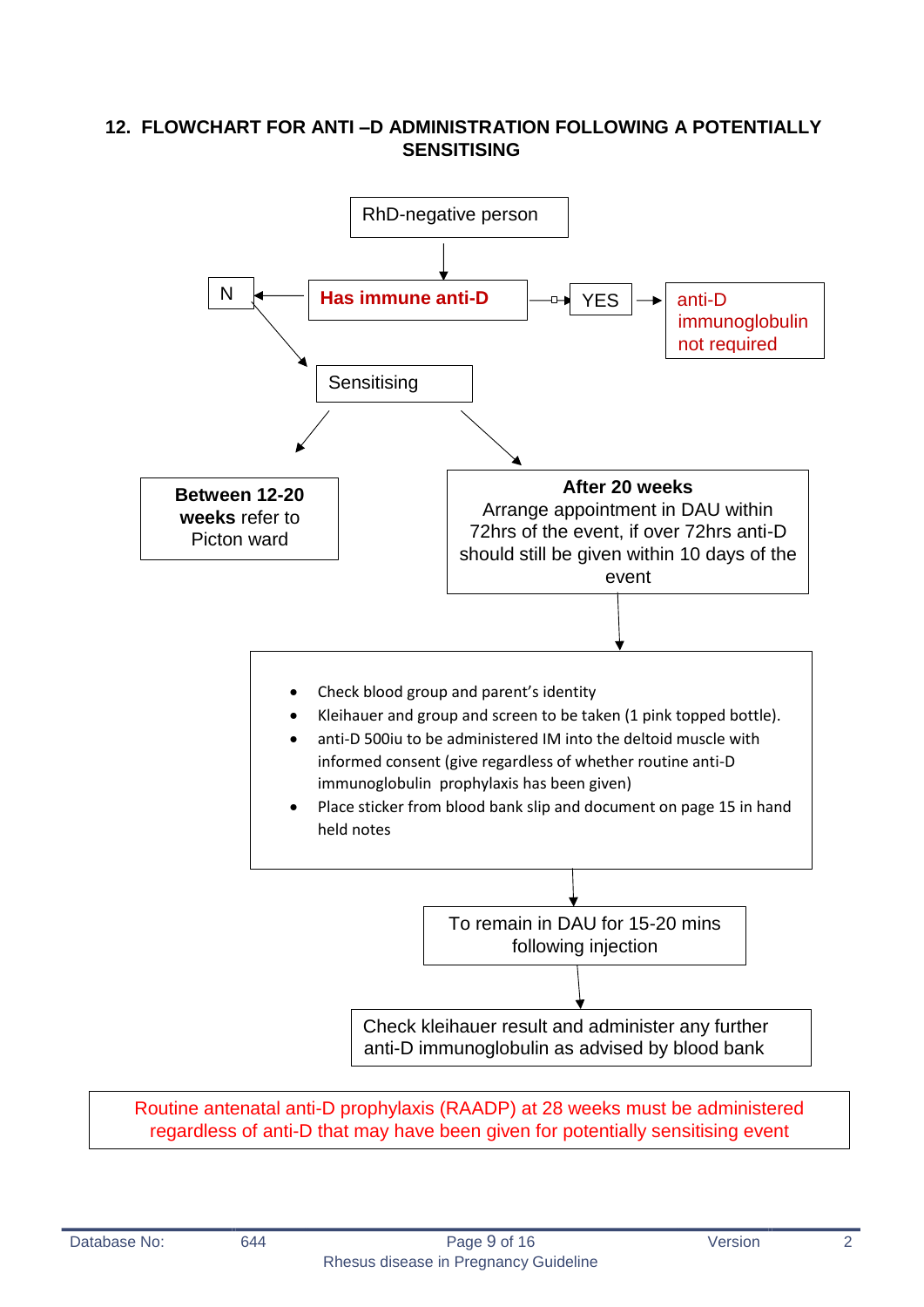## 12. FLOWCHART FOR ANTI –D ADMINISTRATION FOLLOWING A POTENTIALLY SENSITISING

RhD-negative person

↓

**Has immune anti-D**

- **YES** → anti-D immunoglobulin not required
- **N** → Sensitising
  - **Between 12-20 weeks** refer to Picton ward
  - **After 20 weeks**
    Arrange appointment in DAU within 72hrs of the event, if over 72hrs anti-D should still be given within 10 days of the event

    ↓

    - Check blood group and parent's identity
    - Kleihauer and group and screen to be taken (1 pink topped bottle).
    - anti-D 500iu to be administered IM into the deltoid muscle with informed consent (give regardless of whether routine anti-D immunoglobulin prophylaxis has been given)
    - Place sticker from blood bank slip and document on page 15 in hand held notes

    ↓

    To remain in DAU for 15-20 mins following injection

    ↓

    Check kleihauer result and administer any further anti-D immunoglobulin as advised by blood bank

Routine antenatal anti-D prophylaxis (RAADP) at 28 weeks must be administered regardless of anti-D that may have been given for potentially sensitising event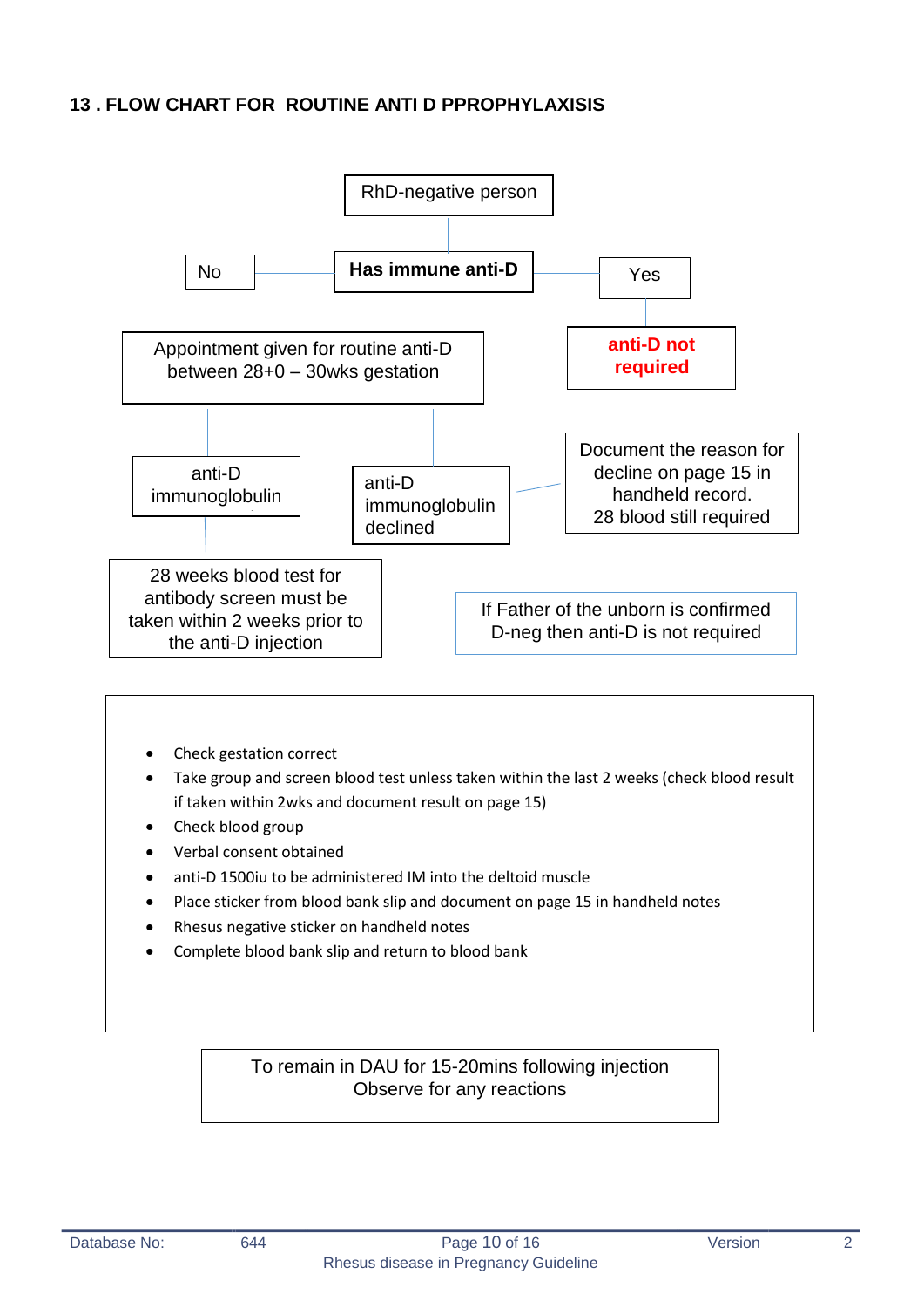## 13 . FLOW CHART FOR ROUTINE ANTI D PPROPHYLAXISIS

RhD-negative person

**Has immune anti-D**

No → Appointment given for routine anti-D between 28+0 – 30wks gestation

Yes → **anti-D not required**

- anti-D immunoglobulin → 28 weeks blood test for antibody screen must be taken within 2 weeks prior to the anti-D injection
- anti-D immunoglobulin declined → Document the reason for decline on page 15 in handheld record. 28 blood still required

If Father of the unborn is confirmed D-neg then anti-D is not required

- Check gestation correct
- Take group and screen blood test unless taken within the last 2 weeks (check blood result if taken within 2wks and document result on page 15)
- Check blood group
- Verbal consent obtained
- anti-D 1500iu to be administered IM into the deltoid muscle
- Place sticker from blood bank slip and document on page 15 in handheld notes
- Rhesus negative sticker on handheld notes
- Complete blood bank slip and return to blood bank

To remain in DAU for 15-20mins following injection
Observe for any reactions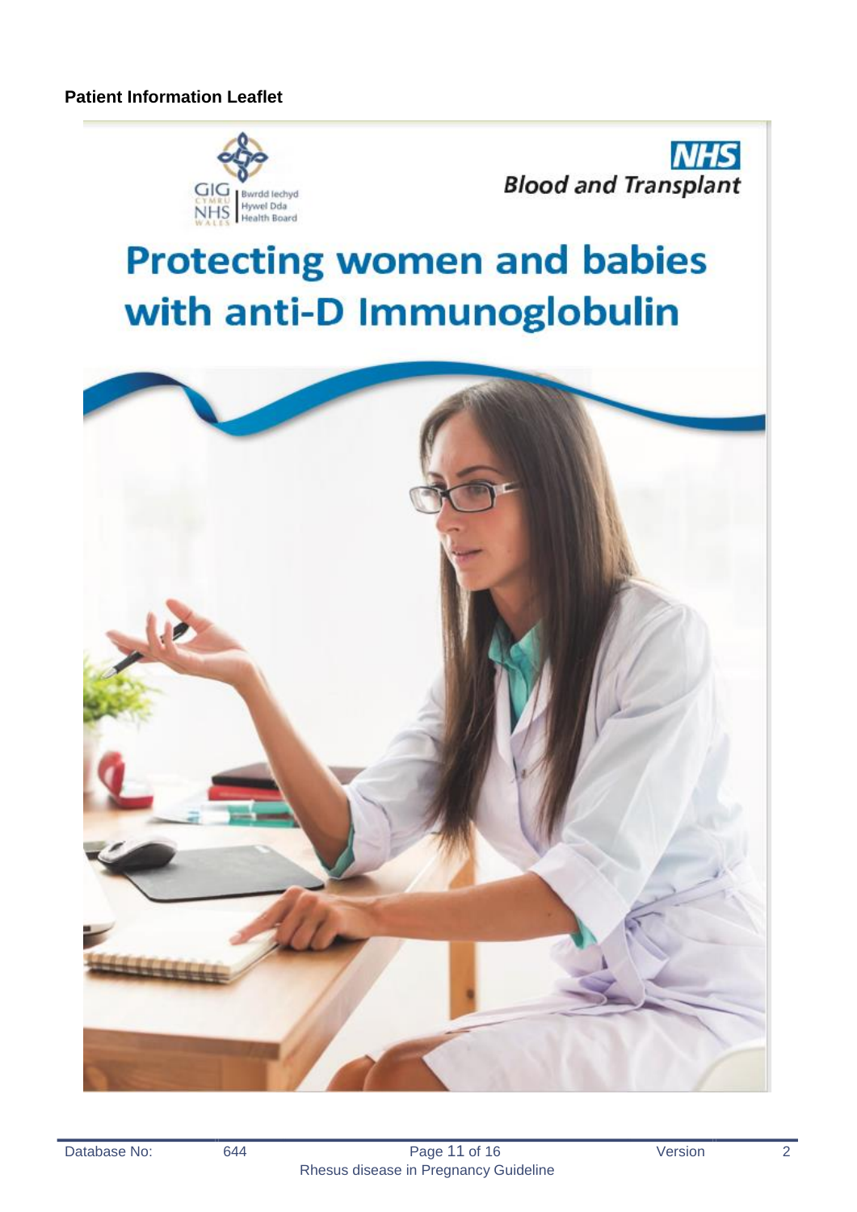**Patient Information Leaflet**

GIG CYMRU NHS WALES | Bwrdd Iechyd Hywel Dda Health Board

NHS Blood and Transplant

# Protecting women and babies with anti-D Immunoglobulin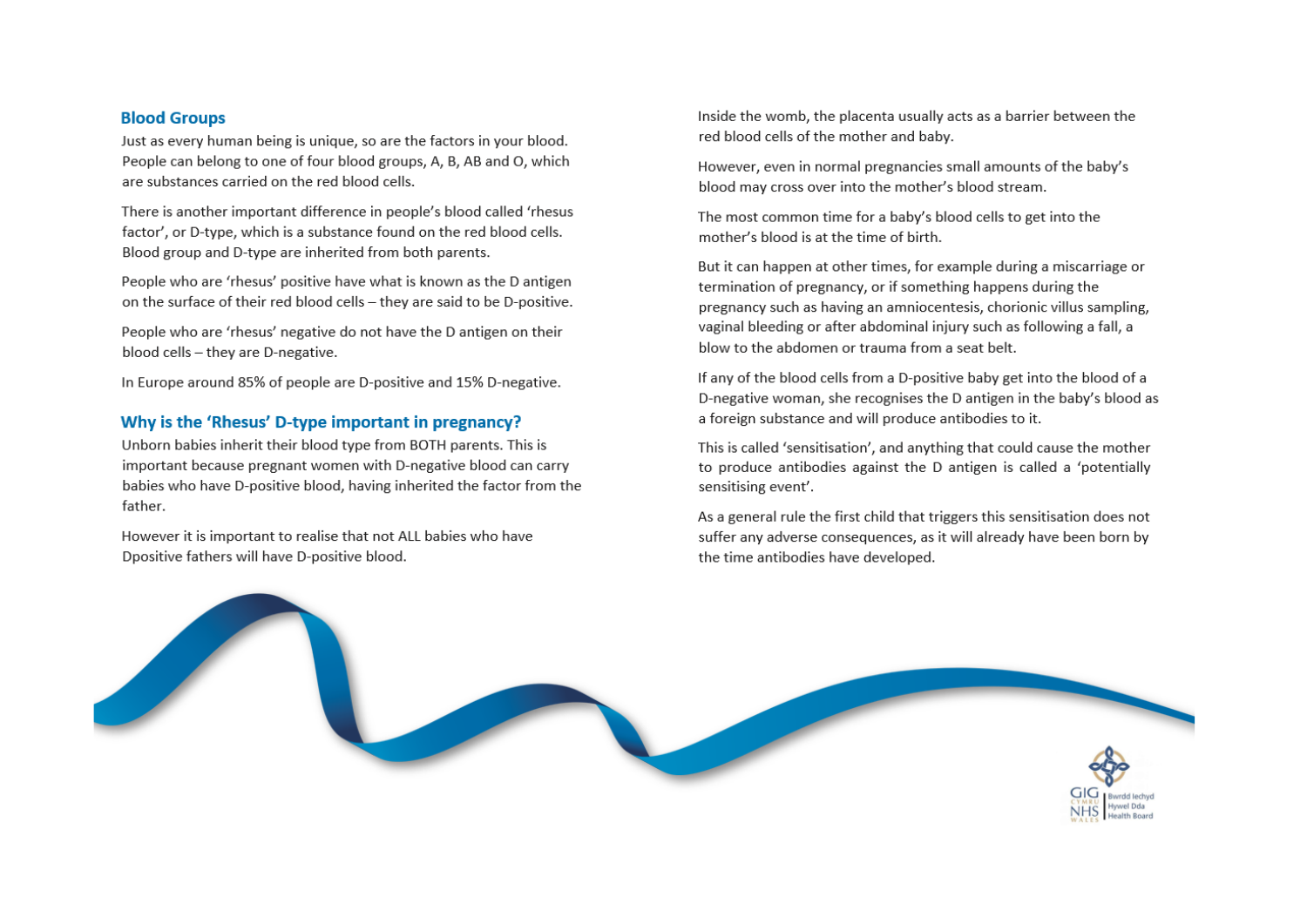## Blood Groups

Just as every human being is unique, so are the factors in your blood. People can belong to one of four blood groups, A, B, AB and O, which are substances carried on the red blood cells.

There is another important difference in people's blood called 'rhesus factor', or D-type, which is a substance found on the red blood cells. Blood group and D-type are inherited from both parents.

People who are 'rhesus' positive have what is known as the D antigen on the surface of their red blood cells – they are said to be D-positive.

People who are 'rhesus' negative do not have the D antigen on their blood cells – they are D-negative.

In Europe around 85% of people are D-positive and 15% D-negative.

## Why is the 'Rhesus' D-type important in pregnancy?

Unborn babies inherit their blood type from BOTH parents. This is important because pregnant women with D-negative blood can carry babies who have D-positive blood, having inherited the factor from the father.

However it is important to realise that not ALL babies who have Dpositive fathers will have D-positive blood.

Inside the womb, the placenta usually acts as a barrier between the red blood cells of the mother and baby.

However, even in normal pregnancies small amounts of the baby's blood may cross over into the mother's blood stream.

The most common time for a baby's blood cells to get into the mother's blood is at the time of birth.

But it can happen at other times, for example during a miscarriage or termination of pregnancy, or if something happens during the pregnancy such as having an amniocentesis, chorionic villus sampling, vaginal bleeding or after abdominal injury such as following a fall, a blow to the abdomen or trauma from a seat belt.

If any of the blood cells from a D-positive baby get into the blood of a D-negative woman, she recognises the D antigen in the baby's blood as a foreign substance and will produce antibodies to it.

This is called 'sensitisation', and anything that could cause the mother to produce antibodies against the D antigen is called a 'potentially sensitising event'.

As a general rule the first child that triggers this sensitisation does not suffer any adverse consequences, as it will already have been born by the time antibodies have developed.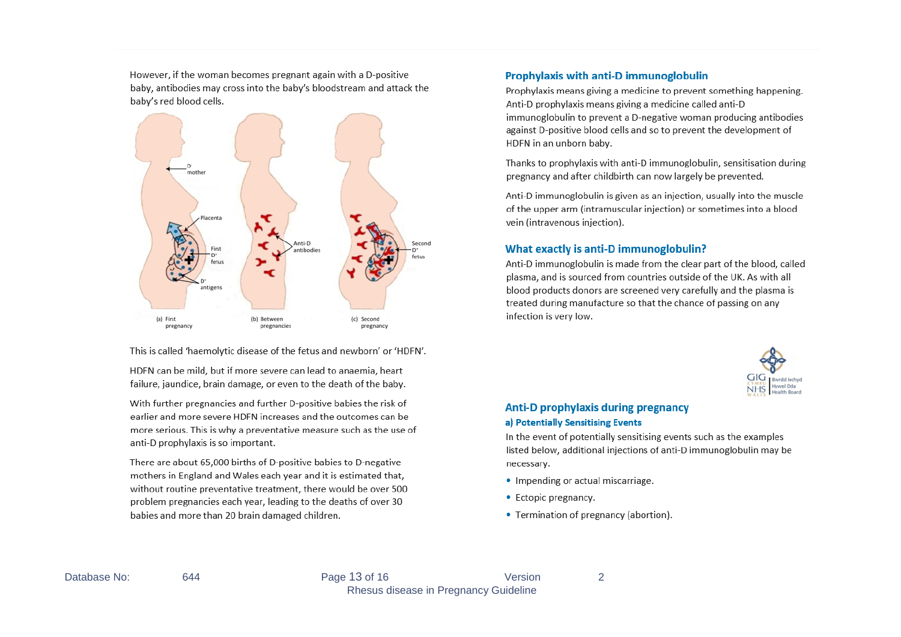However, if the woman becomes pregnant again with a D-positive baby, antibodies may cross into the baby's bloodstream and attack the baby's red blood cells.

This is called 'haemolytic disease of the fetus and newborn' or 'HDFN'.

HDFN can be mild, but if more severe can lead to anaemia, heart failure, jaundice, brain damage, or even to the death of the baby.

With further pregnancies and further D-positive babies the risk of earlier and more severe HDFN increases and the outcomes can be more serious. This is why a preventative measure such as the use of anti-D prophylaxis is so important.

There are about 65,000 births of D-positive babies to D-negative mothers in England and Wales each year and it is estimated that, without routine preventative treatment, there would be over 500 problem pregnancies each year, leading to the deaths of over 30 babies and more than 20 brain damaged children.

## Prophylaxis with anti-D immunoglobulin

Prophylaxis means giving a medicine to prevent something happening. Anti-D prophylaxis means giving a medicine called anti-D immunoglobulin to prevent a D-negative woman producing antibodies against D-positive blood cells and so to prevent the development of HDFN in an unborn baby.

Thanks to prophylaxis with anti-D immunoglobulin, sensitisation during pregnancy and after childbirth can now largely be prevented.

Anti-D immunoglobulin is given as an injection, usually into the muscle of the upper arm (intramuscular injection) or sometimes into a blood vein (intravenous injection).

## What exactly is anti-D immunoglobulin?

Anti-D immunoglobulin is made from the clear part of the blood, called plasma, and is sourced from countries outside of the UK. As with all blood products donors are screened very carefully and the plasma is treated during manufacture so that the chance of passing on any infection is very low.

## Anti-D prophylaxis during pregnancy

### a) Potentially Sensitising Events

In the event of potentially sensitising events such as the examples listed below, additional injections of anti-D immunoglobulin may be necessary.

- Impending or actual miscarriage.
- Ectopic pregnancy.
- Termination of pregnancy (abortion).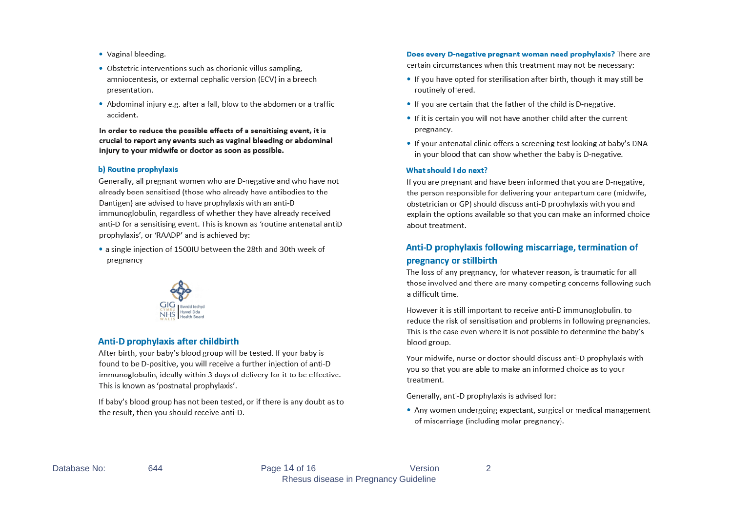- Vaginal bleeding.
- Obstetric interventions such as chorionic villus sampling, amniocentesis, or external cephalic version (ECV) in a breech presentation.
- Abdominal injury e.g. after a fall, blow to the abdomen or a traffic accident.

**In order to reduce the possible effects of a sensitising event, it is crucial to report any events such as vaginal bleeding or abdominal injury to your midwife or doctor as soon as possible.**

### b) Routine prophylaxis

Generally, all pregnant women who are D-negative and who have not already been sensitised (those who already have antibodies to the Dantigen) are advised to have prophylaxis with an anti-D immunoglobulin, regardless of whether they have already received anti-D for a sensitising event. This is known as 'routine antenatal antiD prophylaxis', or 'RAADP' and is achieved by:

- a single injection of 1500IU between the 28th and 30th week of pregnancy

## Anti-D prophylaxis after childbirth

After birth, your baby's blood group will be tested. If your baby is found to be D-positive, you will receive a further injection of anti-D immunoglobulin, ideally within 3 days of delivery for it to be effective. This is known as 'postnatal prophylaxis'.

If baby's blood group has not been tested, or if there is any doubt as to the result, then you should receive anti-D.

**Does every D-negative pregnant woman need prophylaxis?** There are certain circumstances when this treatment may not be necessary:

- If you have opted for sterilisation after birth, though it may still be routinely offered.
- If you are certain that the father of the child is D-negative.
- If it is certain you will not have another child after the current pregnancy.
- If your antenatal clinic offers a screening test looking at baby's DNA in your blood that can show whether the baby is D-negative.

### What should I do next?

If you are pregnant and have been informed that you are D-negative, the person responsible for delivering your antepartum care (midwife, obstetrician or GP) should discuss anti-D prophylaxis with you and explain the options available so that you can make an informed choice about treatment.

## Anti-D prophylaxis following miscarriage, termination of pregnancy or stillbirth

The loss of any pregnancy, for whatever reason, is traumatic for all those involved and there are many competing concerns following such a difficult time.

However it is still important to receive anti-D immunoglobulin, to reduce the risk of sensitisation and problems in following pregnancies. This is the case even where it is not possible to determine the baby's blood group.

Your midwife, nurse or doctor should discuss anti-D prophylaxis with you so that you are able to make an informed choice as to your treatment.

Generally, anti-D prophylaxis is advised for:

- Any women undergoing expectant, surgical or medical management of miscarriage (including molar pregnancy).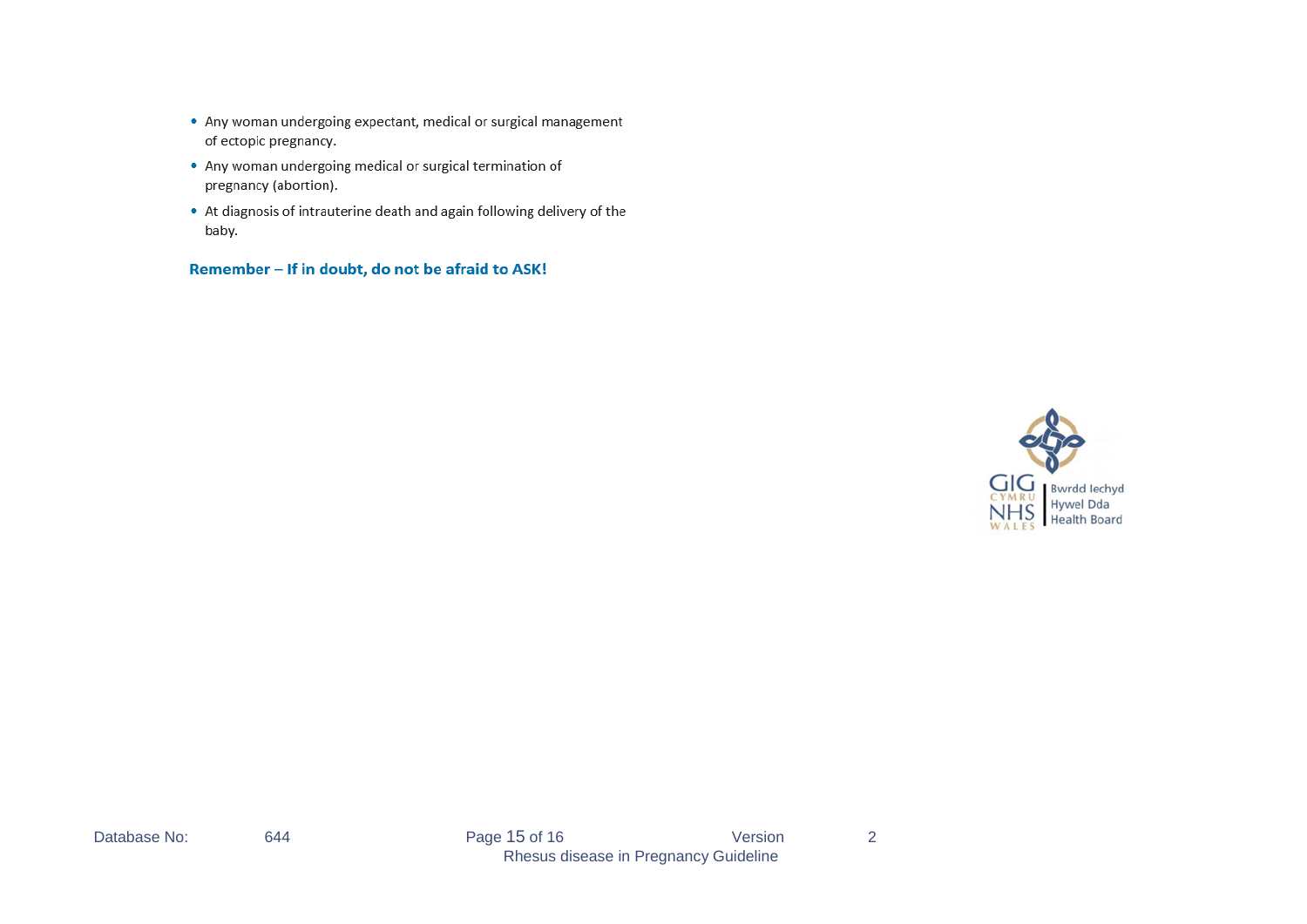- Any woman undergoing expectant, medical or surgical management of ectopic pregnancy.
- Any woman undergoing medical or surgical termination of pregnancy (abortion).
- At diagnosis of intrauterine death and again following delivery of the baby.

**Remember – If in doubt, do not be afraid to ASK!**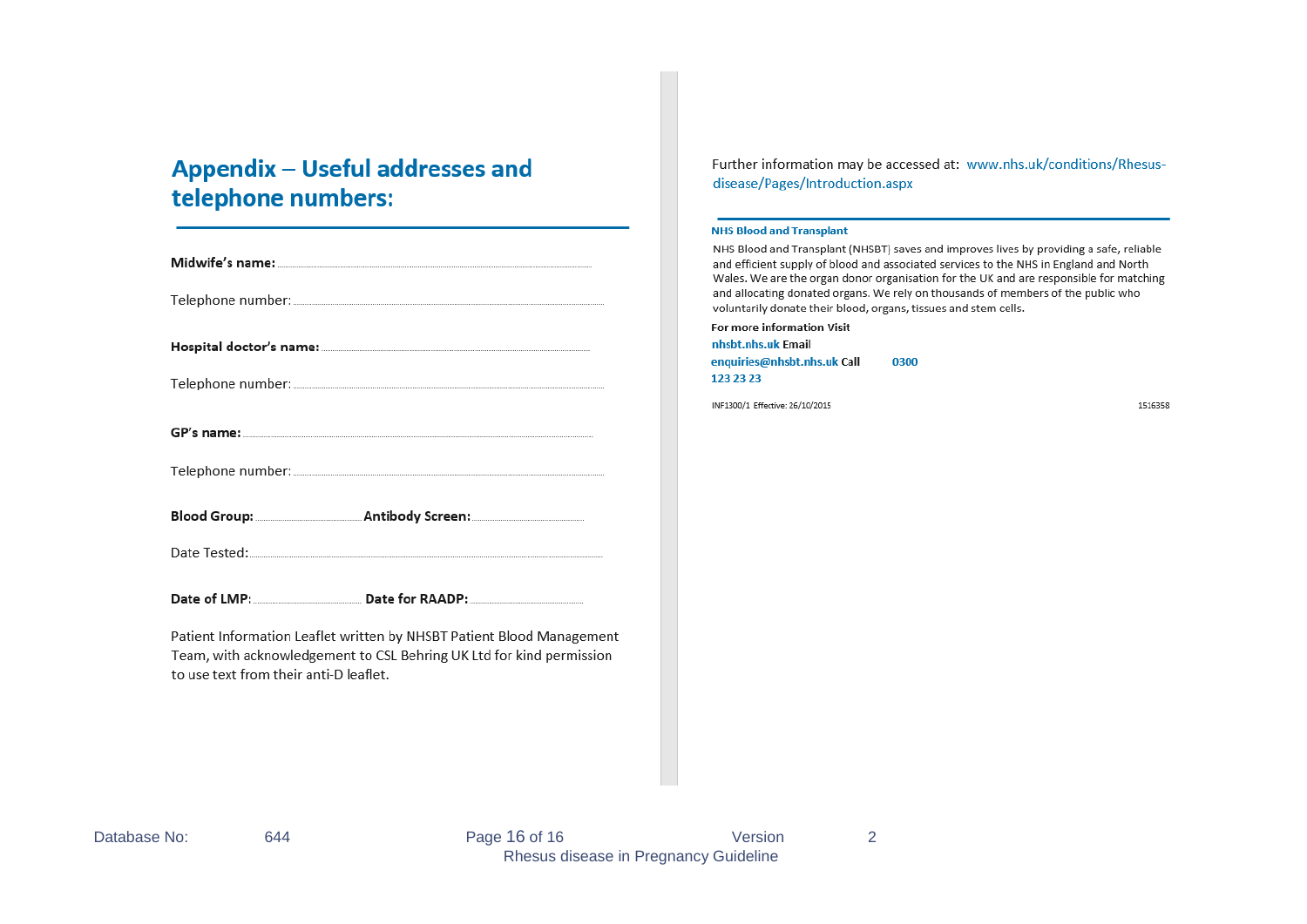## Appendix – Useful addresses and telephone numbers:

**Midwife's name:** ..............................................................................

Telephone number: ..............................................................................

**Hospital doctor's name:** ..............................................................................

Telephone number: ..............................................................................

**GP's name:** ..............................................................................

Telephone number: ..............................................................................

**Blood Group:** .............................. **Antibody Screen:** ..............................

Date Tested: ..............................................................................

**Date of LMP:** .............................. **Date for RAADP:** ..............................

Patient Information Leaflet written by NHSBT Patient Blood Management Team, with acknowledgement to CSL Behring UK Ltd for kind permission to use text from their anti-D leaflet.

Further information may be accessed at: www.nhs.uk/conditions/Rhesus-disease/Pages/Introduction.aspx

**NHS Blood and Transplant**

NHS Blood and Transplant (NHSBT) saves and improves lives by providing a safe, reliable and efficient supply of blood and associated services to the NHS in England and North Wales. We are the organ donor organisation for the UK and are responsible for matching and allocating donated organs. We rely on thousands of members of the public who voluntarily donate their blood, organs, tissues and stem cells.

**For more information Visit**
**nhsbt.nhs.uk** Email
**enquiries@nhsbt.nhs.uk** Call **0300 123 23 23**

INF1300/1 Effective: 26/10/2015 1516358